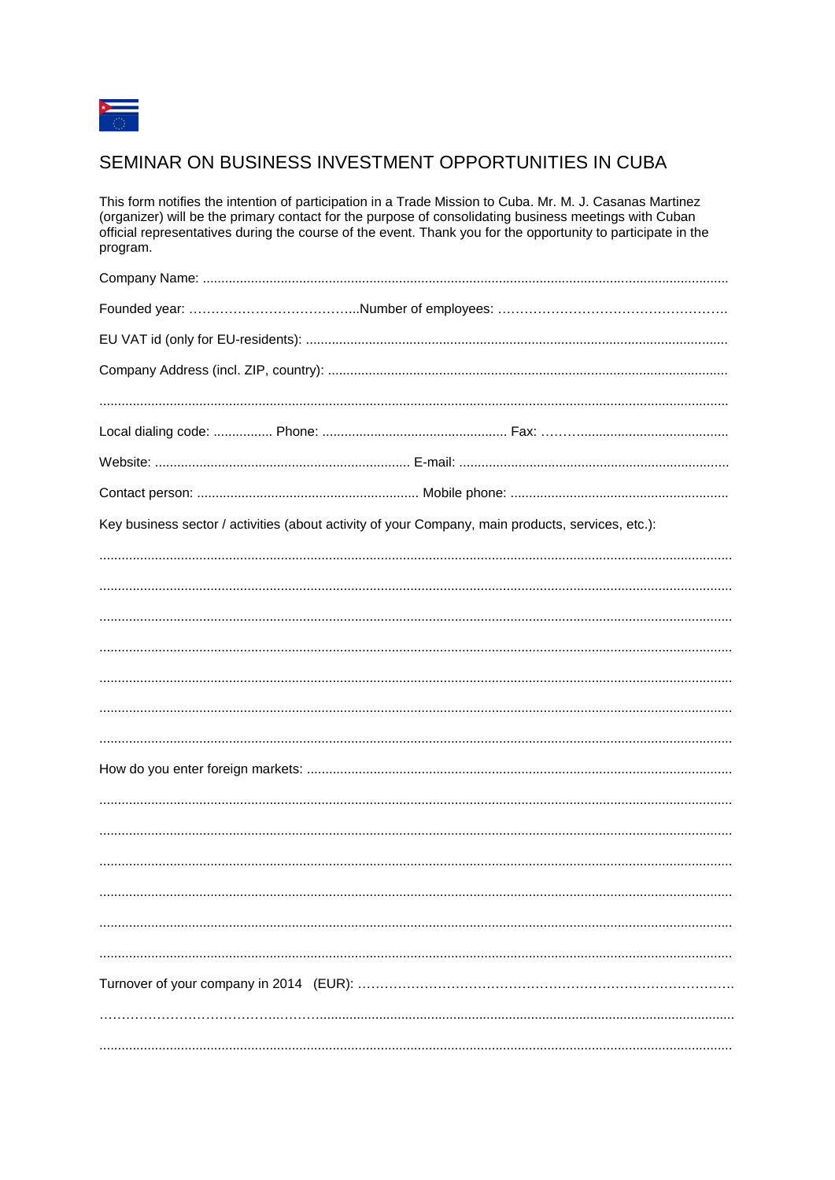# SEMINAR ON BUSINESS INVESTMENT OPPORTUNITIES IN CUBA

This form notifies the intention of participation in a Trade Mission to Cuba. Mr. M. J. Casanas Martinez (organizer) will be the primary contact for the purpose of consolidating business meetings with Cuban official representatives during the course of the event. Thank you for the opportunity to participate in the program.

Company Name: ..........................................................................................................................................

Founded year: ………………………………..Number of employees: ……………………………………………

EU VAT id (only for EU-residents): ..............................................................................................................

Company Address (incl. ZIP, country): ........................................................................................................

......................................................................................................................................................................

Local dialing code: ................ Phone: .................................................. Fax: ……..........................................

Website: ..................................................................... E-mail: ........................................................................

Contact person: ............................................................ Mobile phone: ..........................................................

Key business sector / activities (about activity of your Company, main products, services, etc.):

......................................................................................................................................................................

......................................................................................................................................................................

......................................................................................................................................................................

......................................................................................................................................................................

......................................................................................................................................................................

......................................................................................................................................................................

......................................................................................................................................................................

How do you enter foreign markets: ..............................................................................................................

......................................................................................................................................................................

......................................................................................................................................................................

......................................................................................................................................................................

......................................................................................................................................................................

......................................................................................................................................................................

......................................................................................................................................................................

Turnover of your company in 2014 (EUR): ……………………………………………………………………………

…………………………………..……...................................................................................................................

......................................................................................................................................................................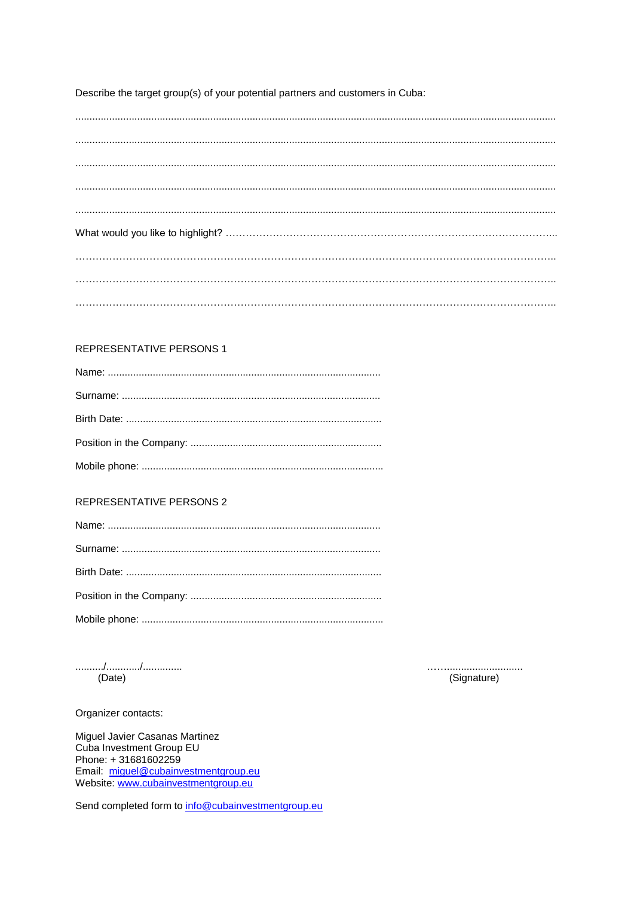Describe the target group(s) of your potential partners and customers in Cuba:

.....................................................................................................................................................................

.....................................................................................................................................................................

.....................................................................................................................................................................

.....................................................................................................................................................................

.....................................................................................................................................................................

What would you like to highlight? …………………………………………………………………………………...

…………………………………………………………………………………………………………………………..

…………………………………………………………………………………………………………………………..

…………………………………………………………………………………………………………………………..

REPRESENTATIVE PERSONS 1

Name: ................................................................................................

Surname: ...........................................................................................

Birth Date: ..........................................................................................

Position in the Company: ...................................................................

Mobile phone: .....................................................................................

REPRESENTATIVE PERSONS 2

Name: ................................................................................................

Surname: ...........................................................................................

Birth Date: ..........................................................................................

Position in the Company: ...................................................................

Mobile phone: .....................................................................................

........../.........../.............
(Date)

……...........................
(Signature)

Organizer contacts:

Miguel Javier Casanas Martinez
Cuba Investment Group EU
Phone: + 31681602259
Email: miguel@cubainvestmentgroup.eu
Website: www.cubainvestmentgroup.eu

Send completed form to info@cubainvestmentgroup.eu